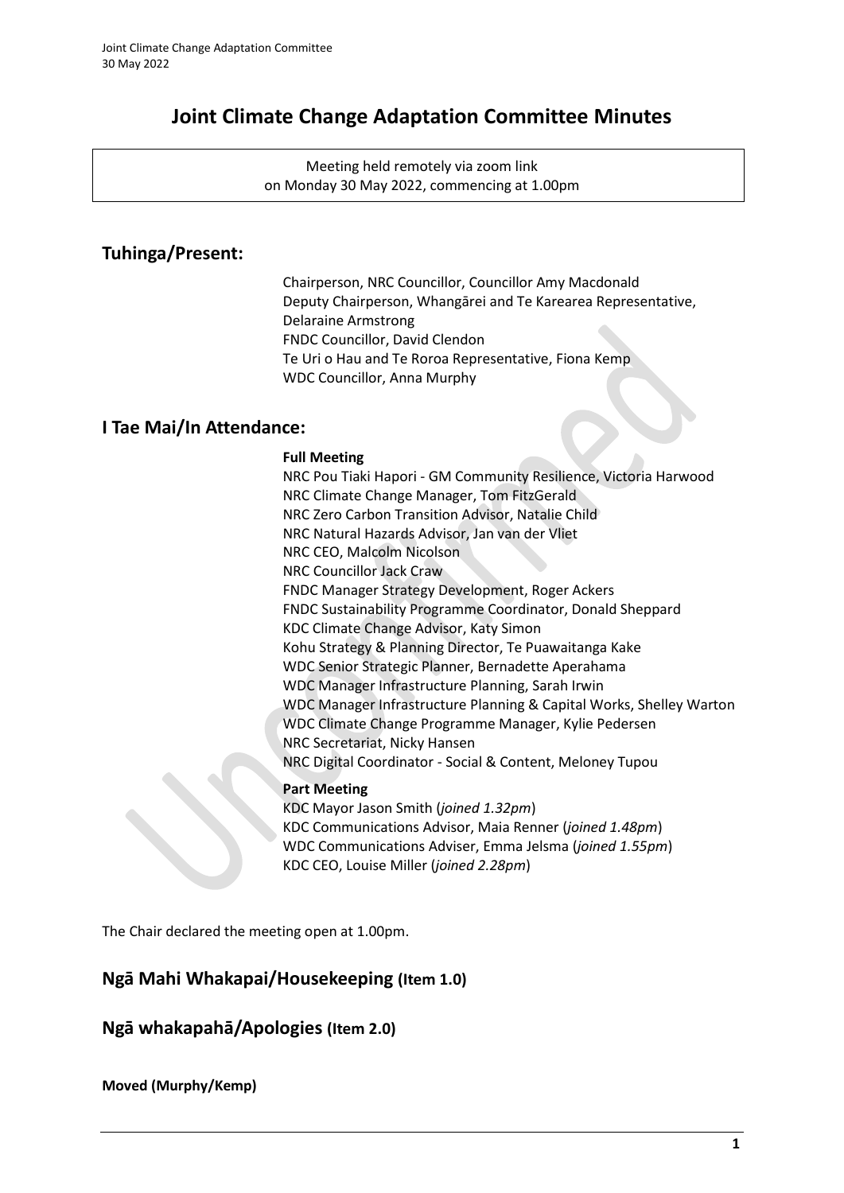# Joint Climate Change Adaptation Committee Minutes

Meeting held remotely via zoom link
on Monday 30 May 2022, commencing at 1.00pm

## Tuhinga/Present:

Chairperson, NRC Councillor, Councillor Amy Macdonald
Deputy Chairperson, Whangārei and Te Karearea Representative, Delaraine Armstrong
FNDC Councillor, David Clendon
Te Uri o Hau and Te Roroa Representative, Fiona Kemp
WDC Councillor, Anna Murphy

## I Tae Mai/In Attendance:

**Full Meeting**

NRC Pou Tiaki Hapori - GM Community Resilience, Victoria Harwood
NRC Climate Change Manager, Tom FitzGerald
NRC Zero Carbon Transition Advisor, Natalie Child
NRC Natural Hazards Advisor, Jan van der Vliet
NRC CEO, Malcolm Nicolson
NRC Councillor Jack Craw
FNDC Manager Strategy Development, Roger Ackers
FNDC Sustainability Programme Coordinator, Donald Sheppard
KDC Climate Change Advisor, Katy Simon
Kohu Strategy & Planning Director, Te Puawaitanga Kake
WDC Senior Strategic Planner, Bernadette Aperahama
WDC Manager Infrastructure Planning, Sarah Irwin
WDC Manager Infrastructure Planning & Capital Works, Shelley Warton
WDC Climate Change Programme Manager, Kylie Pedersen
NRC Secretariat, Nicky Hansen
NRC Digital Coordinator - Social & Content, Meloney Tupou

**Part Meeting**

KDC Mayor Jason Smith (*joined 1.32pm*)
KDC Communications Advisor, Maia Renner (*joined 1.48pm*)
WDC Communications Adviser, Emma Jelsma (*joined 1.55pm*)
KDC CEO, Louise Miller (*joined 2.28pm*)

The Chair declared the meeting open at 1.00pm.

## Ngā Mahi Whakapai/Housekeeping (Item 1.0)

## Ngā whakapahā/Apologies (Item 2.0)

**Moved (Murphy/Kemp)**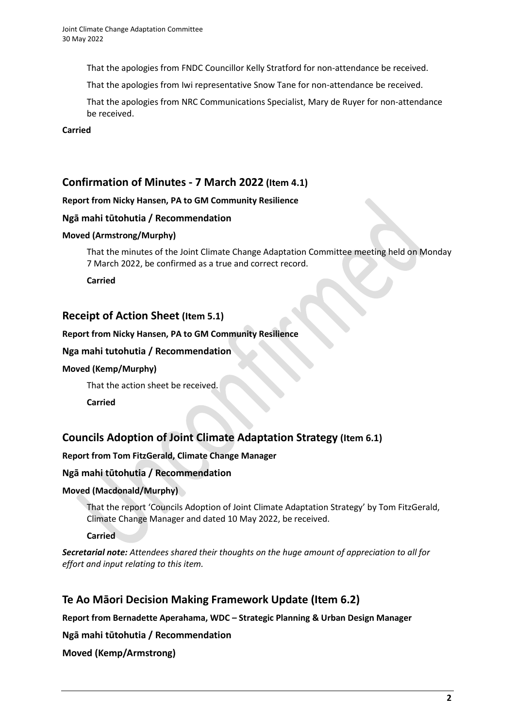That the apologies from FNDC Councillor Kelly Stratford for non-attendance be received.

That the apologies from Iwi representative Snow Tane for non-attendance be received.

That the apologies from NRC Communications Specialist, Mary de Ruyer for non-attendance be received.

**Carried**

## Confirmation of Minutes - 7 March 2022 (Item 4.1)

**Report from Nicky Hansen, PA to GM Community Resilience**

### Ngā mahi tūtohutia / Recommendation

**Moved (Armstrong/Murphy)**

That the minutes of the Joint Climate Change Adaptation Committee meeting held on Monday 7 March 2022, be confirmed as a true and correct record.

**Carried**

## Receipt of Action Sheet (Item 5.1)

**Report from Nicky Hansen, PA to GM Community Resilience**

### Nga mahi tutohutia / Recommendation

**Moved (Kemp/Murphy)**

That the action sheet be received.

**Carried**

## Councils Adoption of Joint Climate Adaptation Strategy (Item 6.1)

**Report from Tom FitzGerald, Climate Change Manager**

### Ngā mahi tūtohutia / Recommendation

**Moved (Macdonald/Murphy)**

That the report 'Councils Adoption of Joint Climate Adaptation Strategy' by Tom FitzGerald, Climate Change Manager and dated 10 May 2022, be received.

**Carried**

***Secretarial note:*** *Attendees shared their thoughts on the huge amount of appreciation to all for effort and input relating to this item.*

## Te Ao Māori Decision Making Framework Update (Item 6.2)

**Report from Bernadette Aperahama, WDC – Strategic Planning & Urban Design Manager**

### Ngā mahi tūtohutia / Recommendation

**Moved (Kemp/Armstrong)**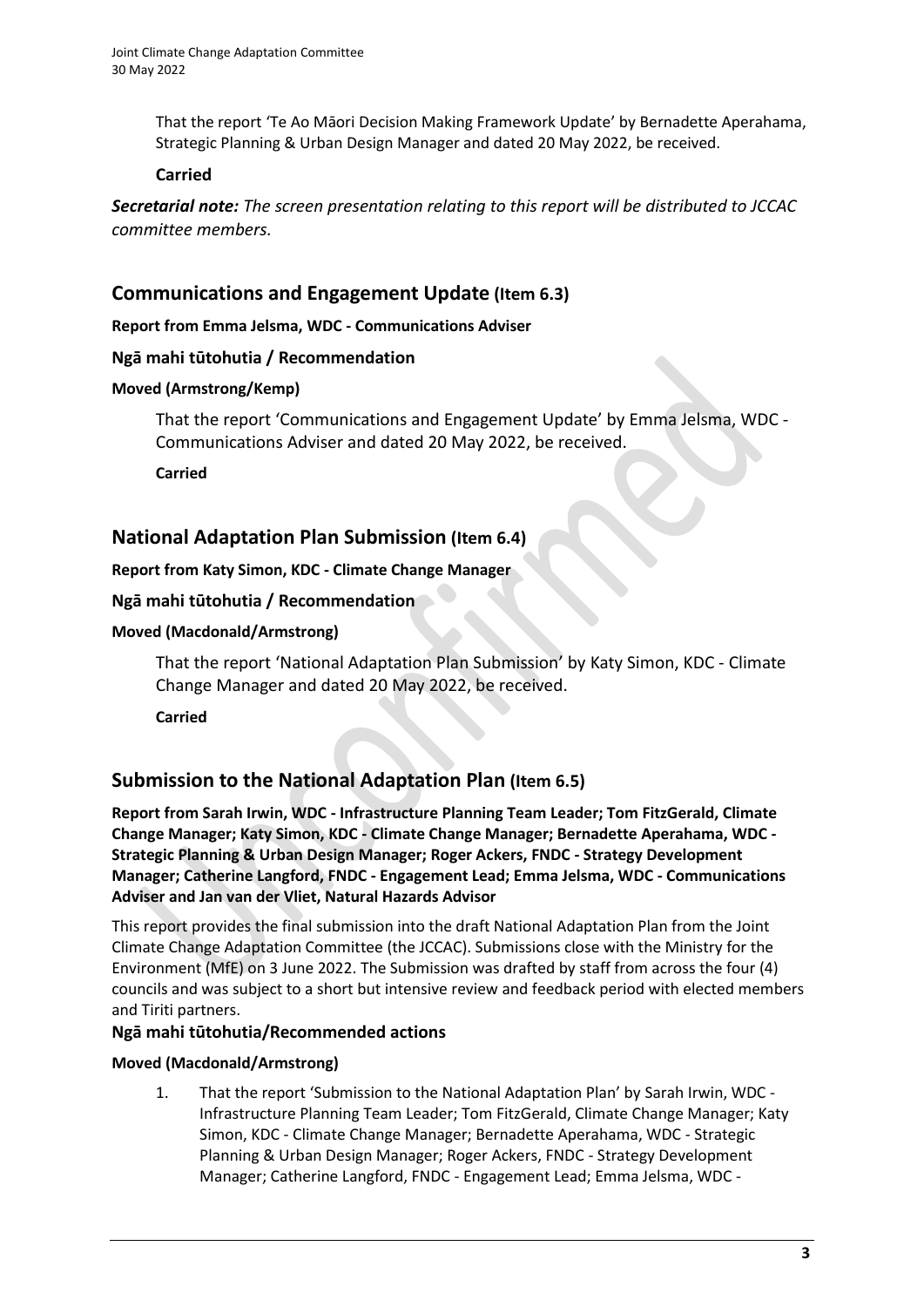That the report 'Te Ao Māori Decision Making Framework Update' by Bernadette Aperahama, Strategic Planning & Urban Design Manager and dated 20 May 2022, be received.

**Carried**

***Secretarial note:*** *The screen presentation relating to this report will be distributed to JCCAC committee members.*

## Communications and Engagement Update (Item 6.3)

**Report from Emma Jelsma, WDC - Communications Adviser**

**Ngā mahi tūtohutia / Recommendation**

**Moved (Armstrong/Kemp)**

That the report 'Communications and Engagement Update' by Emma Jelsma, WDC - Communications Adviser and dated 20 May 2022, be received.

**Carried**

## National Adaptation Plan Submission (Item 6.4)

**Report from Katy Simon, KDC - Climate Change Manager**

**Ngā mahi tūtohutia / Recommendation**

**Moved (Macdonald/Armstrong)**

That the report 'National Adaptation Plan Submission' by Katy Simon, KDC - Climate Change Manager and dated 20 May 2022, be received.

**Carried**

## Submission to the National Adaptation Plan (Item 6.5)

**Report from Sarah Irwin, WDC - Infrastructure Planning Team Leader; Tom FitzGerald, Climate Change Manager; Katy Simon, KDC - Climate Change Manager; Bernadette Aperahama, WDC - Strategic Planning & Urban Design Manager; Roger Ackers, FNDC - Strategy Development Manager; Catherine Langford, FNDC - Engagement Lead; Emma Jelsma, WDC - Communications Adviser and Jan van der Vliet, Natural Hazards Advisor**

This report provides the final submission into the draft National Adaptation Plan from the Joint Climate Change Adaptation Committee (the JCCAC). Submissions close with the Ministry for the Environment (MfE) on 3 June 2022. The Submission was drafted by staff from across the four (4) councils and was subject to a short but intensive review and feedback period with elected members and Tiriti partners.

**Ngā mahi tūtohutia/Recommended actions**

**Moved (Macdonald/Armstrong)**

1. That the report 'Submission to the National Adaptation Plan' by Sarah Irwin, WDC - Infrastructure Planning Team Leader; Tom FitzGerald, Climate Change Manager; Katy Simon, KDC - Climate Change Manager; Bernadette Aperahama, WDC - Strategic Planning & Urban Design Manager; Roger Ackers, FNDC - Strategy Development Manager; Catherine Langford, FNDC - Engagement Lead; Emma Jelsma, WDC -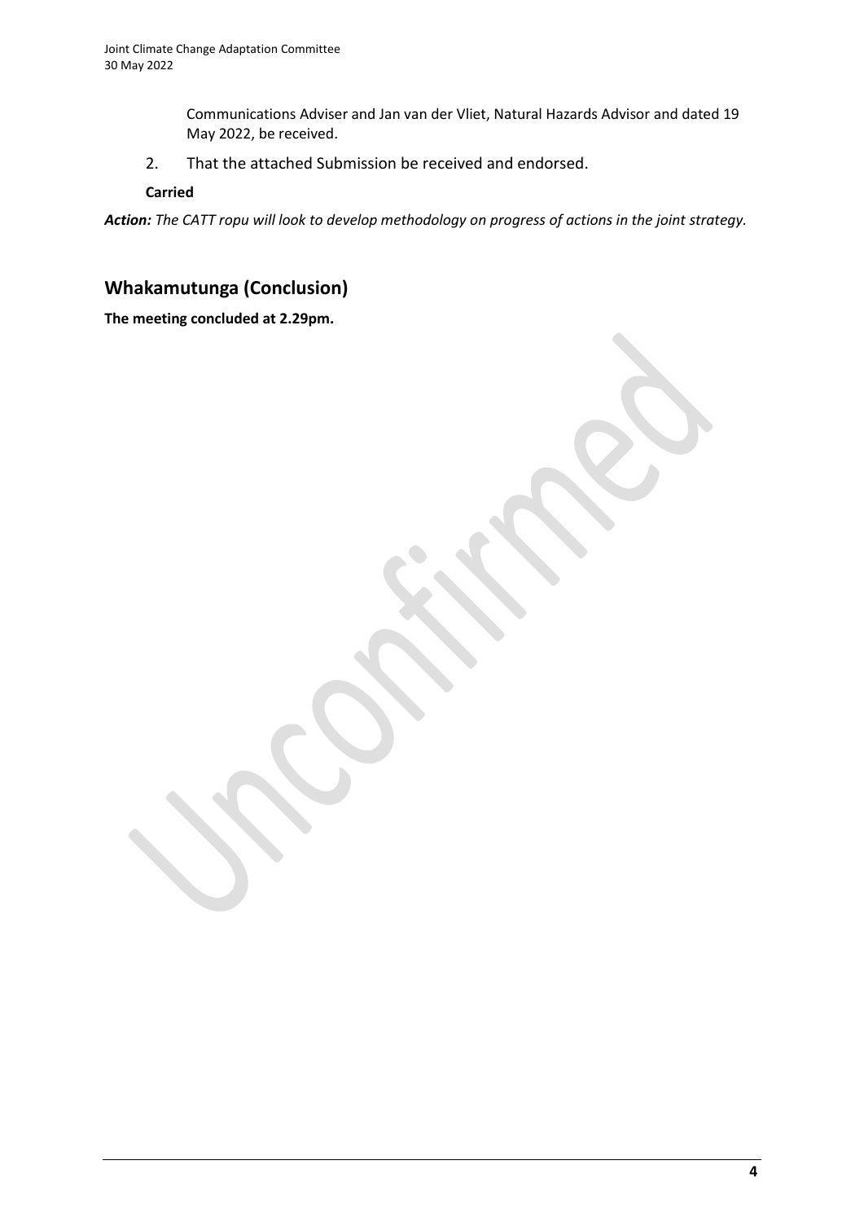Communications Adviser and Jan van der Vliet, Natural Hazards Advisor and dated 19 May 2022, be received.

2. That the attached Submission be received and endorsed.

**Carried**

***Action:*** *The CATT ropu will look to develop methodology on progress of actions in the joint strategy.*

## Whakamutunga (Conclusion)

**The meeting concluded at 2.29pm.**